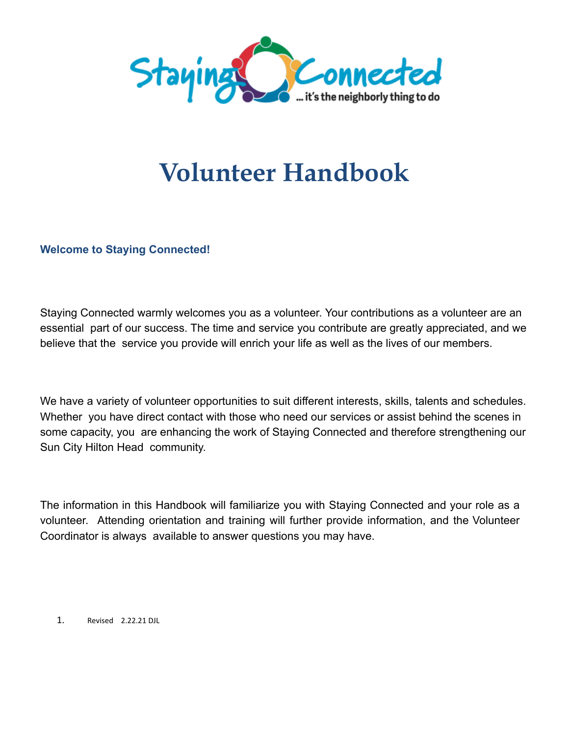# Volunteer Handbook

## Welcome to Staying Connected!

Staying Connected warmly welcomes you as a volunteer. Your contributions as a volunteer are an essential part of our success. The time and service you contribute are greatly appreciated, and we believe that the service you provide will enrich your life as well as the lives of our members.

We have a variety of volunteer opportunities to suit different interests, skills, talents and schedules. Whether you have direct contact with those who need our services or assist behind the scenes in some capacity, you are enhancing the work of Staying Connected and therefore strengthening our Sun City Hilton Head community.

The information in this Handbook will familiarize you with Staying Connected and your role as a volunteer. Attending orientation and training will further provide information, and the Volunteer Coordinator is always available to answer questions you may have.

Revised 2.22.21 DJL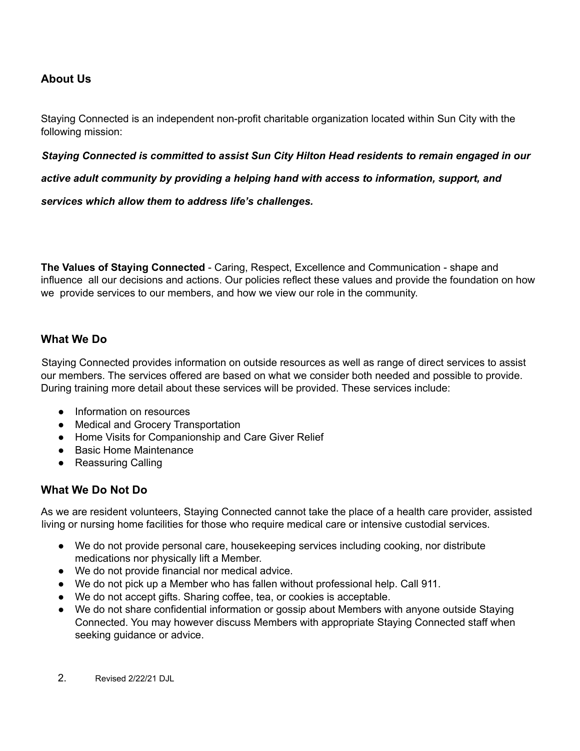## About Us

Staying Connected is an independent non-profit charitable organization located within Sun City with the following mission:

***Staying Connected is committed to assist Sun City Hilton Head residents to remain engaged in our active adult community by providing a helping hand with access to information, support, and services which allow them to address life's challenges.***

**The Values of Staying Connected** - Caring, Respect, Excellence and Communication - shape and influence all our decisions and actions. Our policies reflect these values and provide the foundation on how we provide services to our members, and how we view our role in the community.

## What We Do

Staying Connected provides information on outside resources as well as range of direct services to assist our members. The services offered are based on what we consider both needed and possible to provide. During training more detail about these services will be provided. These services include:

- Information on resources
- Medical and Grocery Transportation
- Home Visits for Companionship and Care Giver Relief
- Basic Home Maintenance
- Reassuring Calling

## What We Do Not Do

As we are resident volunteers, Staying Connected cannot take the place of a health care provider, assisted living or nursing home facilities for those who require medical care or intensive custodial services.

- We do not provide personal care, housekeeping services including cooking, nor distribute medications nor physically lift a Member.
- We do not provide financial nor medical advice.
- We do not pick up a Member who has fallen without professional help. Call 911.
- We do not accept gifts. Sharing coffee, tea, or cookies is acceptable.
- We do not share confidential information or gossip about Members with anyone outside Staying Connected. You may however discuss Members with appropriate Staying Connected staff when seeking guidance or advice.

Revised 2/22/21 DJL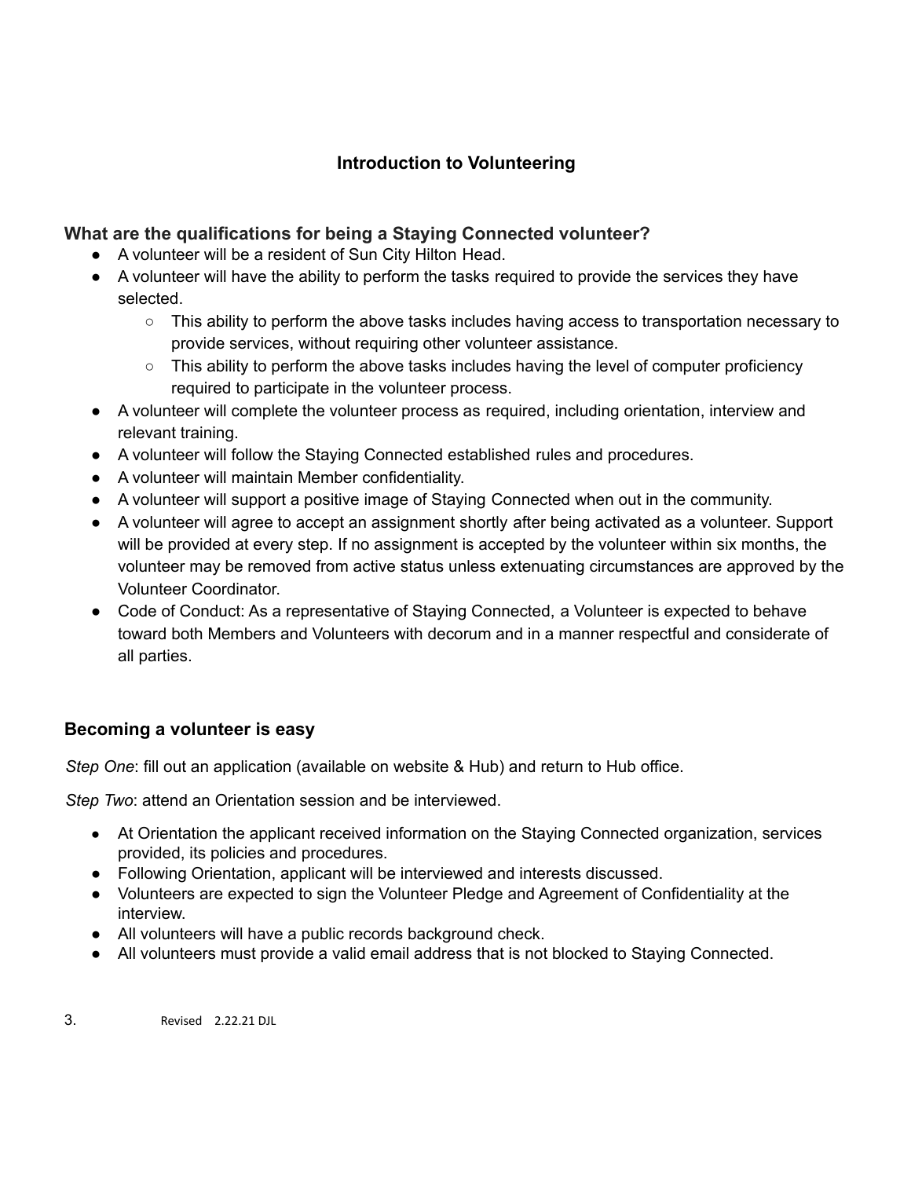# Introduction to Volunteering

## What are the qualifications for being a Staying Connected volunteer?

- A volunteer will be a resident of Sun City Hilton Head.
- A volunteer will have the ability to perform the tasks required to provide the services they have selected.
  - This ability to perform the above tasks includes having access to transportation necessary to provide services, without requiring other volunteer assistance.
  - This ability to perform the above tasks includes having the level of computer proficiency required to participate in the volunteer process.
- A volunteer will complete the volunteer process as required, including orientation, interview and relevant training.
- A volunteer will follow the Staying Connected established rules and procedures.
- A volunteer will maintain Member confidentiality.
- A volunteer will support a positive image of Staying Connected when out in the community.
- A volunteer will agree to accept an assignment shortly after being activated as a volunteer. Support will be provided at every step. If no assignment is accepted by the volunteer within six months, the volunteer may be removed from active status unless extenuating circumstances are approved by the Volunteer Coordinator.
- Code of Conduct: As a representative of Staying Connected, a Volunteer is expected to behave toward both Members and Volunteers with decorum and in a manner respectful and considerate of all parties.

## Becoming a volunteer is easy

*Step One*: fill out an application (available on website & Hub) and return to Hub office.

*Step Two*: attend an Orientation session and be interviewed.

- At Orientation the applicant received information on the Staying Connected organization, services provided, its policies and procedures.
- Following Orientation, applicant will be interviewed and interests discussed.
- Volunteers are expected to sign the Volunteer Pledge and Agreement of Confidentiality at the interview.
- All volunteers will have a public records background check.
- All volunteers must provide a valid email address that is not blocked to Staying Connected.

Revised 2.22.21 DJL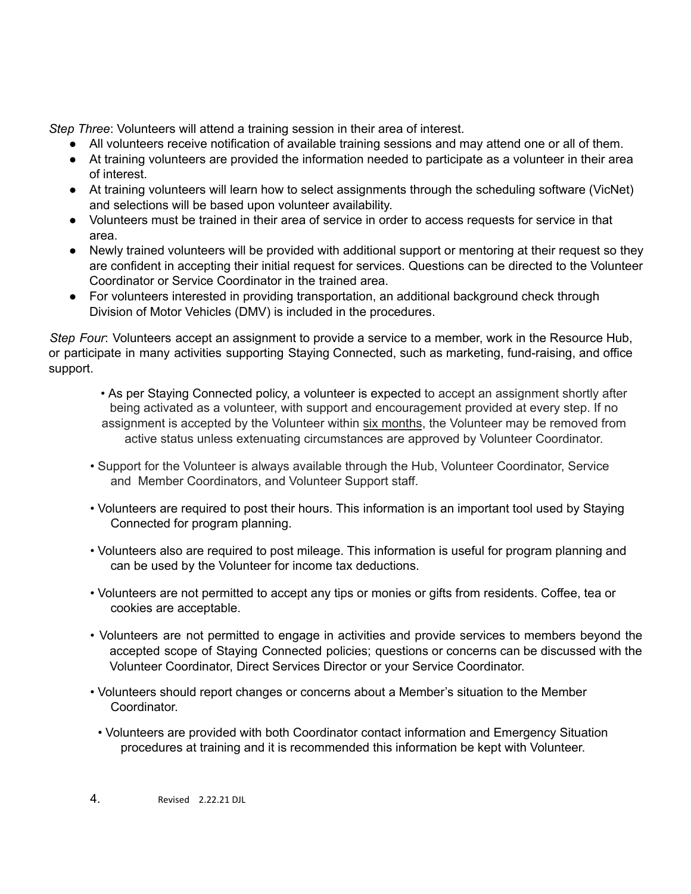*Step Three*: Volunteers will attend a training session in their area of interest.

- All volunteers receive notification of available training sessions and may attend one or all of them.
- At training volunteers are provided the information needed to participate as a volunteer in their area of interest.
- At training volunteers will learn how to select assignments through the scheduling software (VicNet) and selections will be based upon volunteer availability.
- Volunteers must be trained in their area of service in order to access requests for service in that area.
- Newly trained volunteers will be provided with additional support or mentoring at their request so they are confident in accepting their initial request for services. Questions can be directed to the Volunteer Coordinator or Service Coordinator in the trained area.
- For volunteers interested in providing transportation, an additional background check through Division of Motor Vehicles (DMV) is included in the procedures.

*Step Four*: Volunteers accept an assignment to provide a service to a member, work in the Resource Hub, or participate in many activities supporting Staying Connected, such as marketing, fund-raising, and office support.

- As per Staying Connected policy, a volunteer is expected to accept an assignment shortly after being activated as a volunteer, with support and encouragement provided at every step. If no assignment is accepted by the Volunteer within <u>six months</u>, the Volunteer may be removed from active status unless extenuating circumstances are approved by Volunteer Coordinator.
- Support for the Volunteer is always available through the Hub, Volunteer Coordinator, Service and Member Coordinators, and Volunteer Support staff.
- Volunteers are required to post their hours. This information is an important tool used by Staying Connected for program planning.
- Volunteers also are required to post mileage. This information is useful for program planning and can be used by the Volunteer for income tax deductions.
- Volunteers are not permitted to accept any tips or monies or gifts from residents. Coffee, tea or cookies are acceptable.
- Volunteers are not permitted to engage in activities and provide services to members beyond the accepted scope of Staying Connected policies; questions or concerns can be discussed with the Volunteer Coordinator, Direct Services Director or your Service Coordinator.
- Volunteers should report changes or concerns about a Member's situation to the Member Coordinator.
- Volunteers are provided with both Coordinator contact information and Emergency Situation procedures at training and it is recommended this information be kept with Volunteer.

Revised 2.22.21 DJL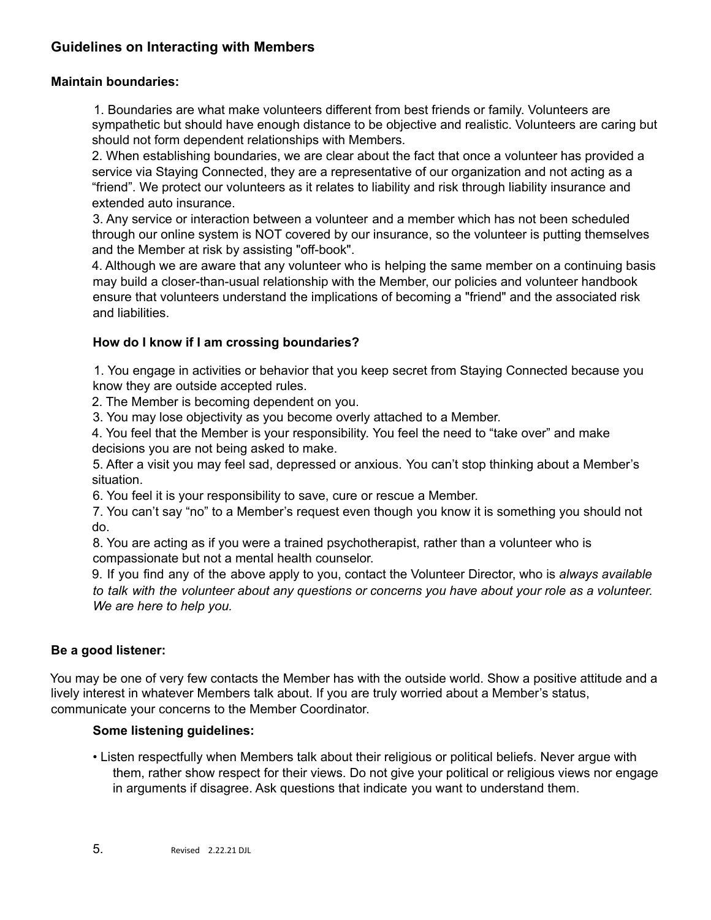## Guidelines on Interacting with Members

### Maintain boundaries:

1. Boundaries are what make volunteers different from best friends or family. Volunteers are sympathetic but should have enough distance to be objective and realistic. Volunteers are caring but should not form dependent relationships with Members.
2. When establishing boundaries, we are clear about the fact that once a volunteer has provided a service via Staying Connected, they are a representative of our organization and not acting as a “friend”. We protect our volunteers as it relates to liability and risk through liability insurance and extended auto insurance.
3. Any service or interaction between a volunteer and a member which has not been scheduled through our online system is NOT covered by our insurance, so the volunteer is putting themselves and the Member at risk by assisting "off-book".
4. Although we are aware that any volunteer who is helping the same member on a continuing basis may build a closer-than-usual relationship with the Member, our policies and volunteer handbook ensure that volunteers understand the implications of becoming a "friend" and the associated risk and liabilities.

#### How do I know if I am crossing boundaries?

1. You engage in activities or behavior that you keep secret from Staying Connected because you know they are outside accepted rules.
2. The Member is becoming dependent on you.
3. You may lose objectivity as you become overly attached to a Member.
4. You feel that the Member is your responsibility. You feel the need to “take over” and make decisions you are not being asked to make.
5. After a visit you may feel sad, depressed or anxious. You can’t stop thinking about a Member’s situation.
6. You feel it is your responsibility to save, cure or rescue a Member.
7. You can’t say “no” to a Member’s request even though you know it is something you should not do.
8. You are acting as if you were a trained psychotherapist, rather than a volunteer who is compassionate but not a mental health counselor.
9. If you find any of the above apply to you, contact the Volunteer Director, who is *always available to talk with the volunteer about any questions or concerns you have about your role as a volunteer. We are here to help you.*

### Be a good listener:

You may be one of very few contacts the Member has with the outside world. Show a positive attitude and a lively interest in whatever Members talk about. If you are truly worried about a Member’s status, communicate your concerns to the Member Coordinator.

#### Some listening guidelines:

- Listen respectfully when Members talk about their religious or political beliefs. Never argue with them, rather show respect for their views. Do not give your political or religious views nor engage in arguments if disagree. Ask questions that indicate you want to understand them.

Revised 2.22.21 DJL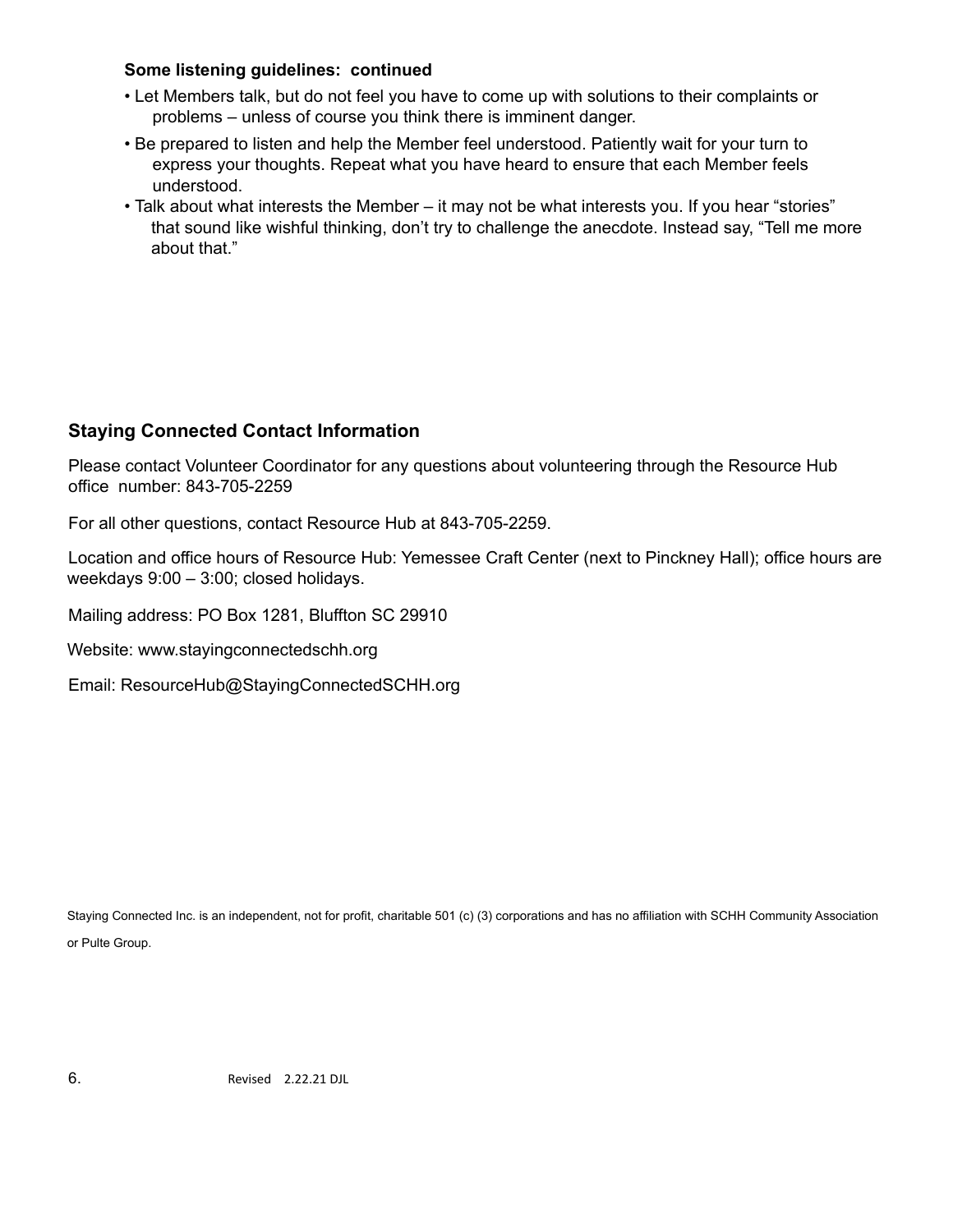**Some listening guidelines: continued**

- Let Members talk, but do not feel you have to come up with solutions to their complaints or problems – unless of course you think there is imminent danger.
- Be prepared to listen and help the Member feel understood. Patiently wait for your turn to express your thoughts. Repeat what you have heard to ensure that each Member feels understood.
- Talk about what interests the Member – it may not be what interests you. If you hear "stories" that sound like wishful thinking, don't try to challenge the anecdote. Instead say, "Tell me more about that."

## Staying Connected Contact Information

Please contact Volunteer Coordinator for any questions about volunteering through the Resource Hub office number: 843-705-2259

For all other questions, contact Resource Hub at 843-705-2259.

Location and office hours of Resource Hub: Yemessee Craft Center (next to Pinckney Hall); office hours are weekdays 9:00 – 3:00; closed holidays.

Mailing address: PO Box 1281, Bluffton SC 29910

Website: www.stayingconnectedschh.org

Email: ResourceHub@StayingConnectedSCHH.org

Staying Connected Inc. is an independent, not for profit, charitable 501 (c) (3) corporations and has no affiliation with SCHH Community Association or Pulte Group.

Revised 2.22.21 DJL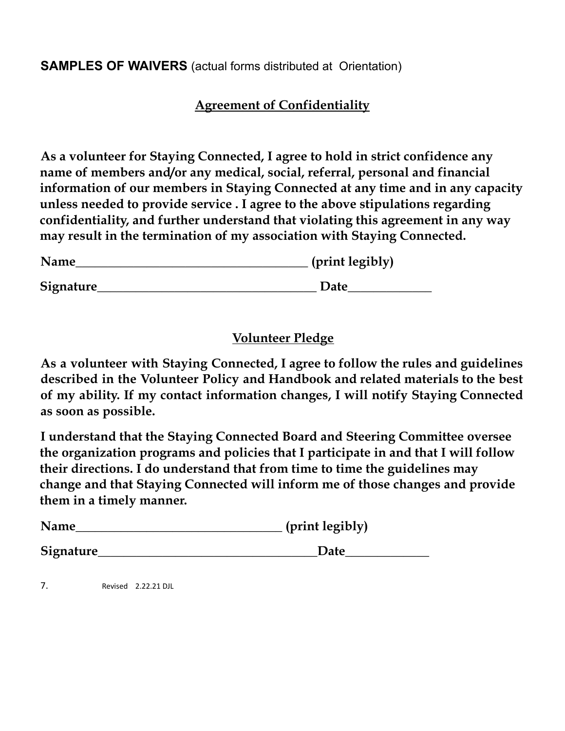**SAMPLES OF WAIVERS** (actual forms distributed at Orientation)

## Agreement of Confidentiality

**As a volunteer for Staying Connected, I agree to hold in strict confidence any name of members and/or any medical, social, referral, personal and financial information of our members in Staying Connected at any time and in any capacity unless needed to provide service . I agree to the above stipulations regarding confidentiality, and further understand that violating this agreement in any way may result in the termination of my association with Staying Connected.**

**Name____________________________________ (print legibly)**

**Signature__________________________________ Date_____________**

## Volunteer Pledge

**As a volunteer with Staying Connected, I agree to follow the rules and guidelines described in the Volunteer Policy and Handbook and related materials to the best of my ability. If my contact information changes, I will notify Staying Connected as soon as possible.**

**I understand that the Staying Connected Board and Steering Committee oversee the organization programs and policies that I participate in and that I will follow their directions. I do understand that from time to time the guidelines may change and that Staying Connected will inform me of those changes and provide them in a timely manner.**

**Name________________________________ (print legibly)**

**Signature__________________________________Date_____________**

Revised 2.22.21 DJL